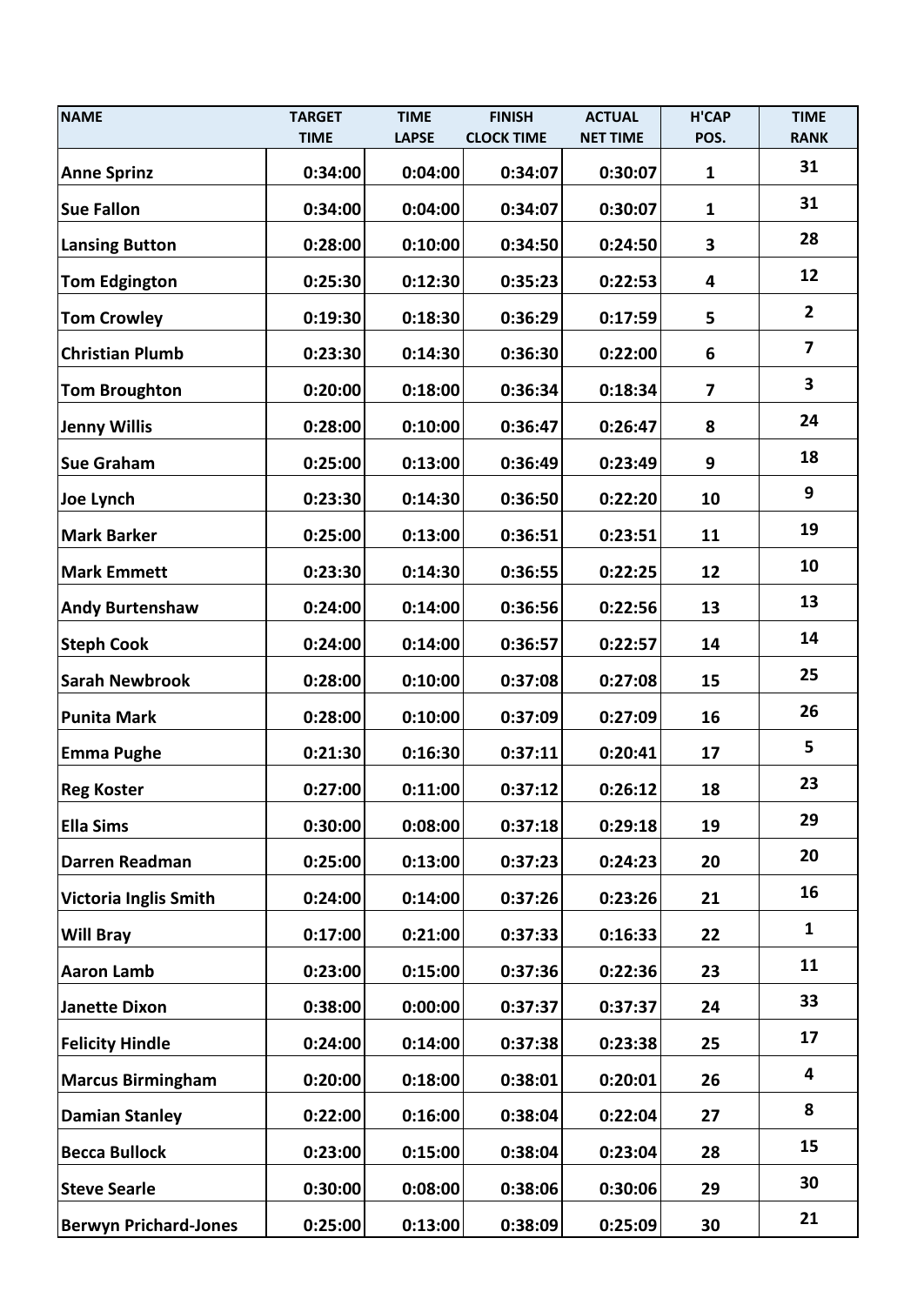| NAME | TARGET TIME | TIME LAPSE | FINISH CLOCK TIME | ACTUAL NET TIME | H'CAP POS. | TIME RANK |
|---|---|---|---|---|---|---|
| Anne Sprinz | 0:34:00 | 0:04:00 | 0:34:07 | 0:30:07 | 1 | 31 |
| Sue Fallon | 0:34:00 | 0:04:00 | 0:34:07 | 0:30:07 | 1 | 31 |
| Lansing Button | 0:28:00 | 0:10:00 | 0:34:50 | 0:24:50 | 3 | 28 |
| Tom Edgington | 0:25:30 | 0:12:30 | 0:35:23 | 0:22:53 | 4 | 12 |
| Tom Crowley | 0:19:30 | 0:18:30 | 0:36:29 | 0:17:59 | 5 | 2 |
| Christian Plumb | 0:23:30 | 0:14:30 | 0:36:30 | 0:22:00 | 6 | 7 |
| Tom Broughton | 0:20:00 | 0:18:00 | 0:36:34 | 0:18:34 | 7 | 3 |
| Jenny Willis | 0:28:00 | 0:10:00 | 0:36:47 | 0:26:47 | 8 | 24 |
| Sue Graham | 0:25:00 | 0:13:00 | 0:36:49 | 0:23:49 | 9 | 18 |
| Joe Lynch | 0:23:30 | 0:14:30 | 0:36:50 | 0:22:20 | 10 | 9 |
| Mark Barker | 0:25:00 | 0:13:00 | 0:36:51 | 0:23:51 | 11 | 19 |
| Mark Emmett | 0:23:30 | 0:14:30 | 0:36:55 | 0:22:25 | 12 | 10 |
| Andy Burtenshaw | 0:24:00 | 0:14:00 | 0:36:56 | 0:22:56 | 13 | 13 |
| Steph Cook | 0:24:00 | 0:14:00 | 0:36:57 | 0:22:57 | 14 | 14 |
| Sarah Newbrook | 0:28:00 | 0:10:00 | 0:37:08 | 0:27:08 | 15 | 25 |
| Punita Mark | 0:28:00 | 0:10:00 | 0:37:09 | 0:27:09 | 16 | 26 |
| Emma Pughe | 0:21:30 | 0:16:30 | 0:37:11 | 0:20:41 | 17 | 5 |
| Reg Koster | 0:27:00 | 0:11:00 | 0:37:12 | 0:26:12 | 18 | 23 |
| Ella Sims | 0:30:00 | 0:08:00 | 0:37:18 | 0:29:18 | 19 | 29 |
| Darren Readman | 0:25:00 | 0:13:00 | 0:37:23 | 0:24:23 | 20 | 20 |
| Victoria Inglis Smith | 0:24:00 | 0:14:00 | 0:37:26 | 0:23:26 | 21 | 16 |
| Will Bray | 0:17:00 | 0:21:00 | 0:37:33 | 0:16:33 | 22 | 1 |
| Aaron Lamb | 0:23:00 | 0:15:00 | 0:37:36 | 0:22:36 | 23 | 11 |
| Janette Dixon | 0:38:00 | 0:00:00 | 0:37:37 | 0:37:37 | 24 | 33 |
| Felicity Hindle | 0:24:00 | 0:14:00 | 0:37:38 | 0:23:38 | 25 | 17 |
| Marcus Birmingham | 0:20:00 | 0:18:00 | 0:38:01 | 0:20:01 | 26 | 4 |
| Damian Stanley | 0:22:00 | 0:16:00 | 0:38:04 | 0:22:04 | 27 | 8 |
| Becca Bullock | 0:23:00 | 0:15:00 | 0:38:04 | 0:23:04 | 28 | 15 |
| Steve Searle | 0:30:00 | 0:08:00 | 0:38:06 | 0:30:06 | 29 | 30 |
| Berwyn Prichard-Jones | 0:25:00 | 0:13:00 | 0:38:09 | 0:25:09 | 30 | 21 |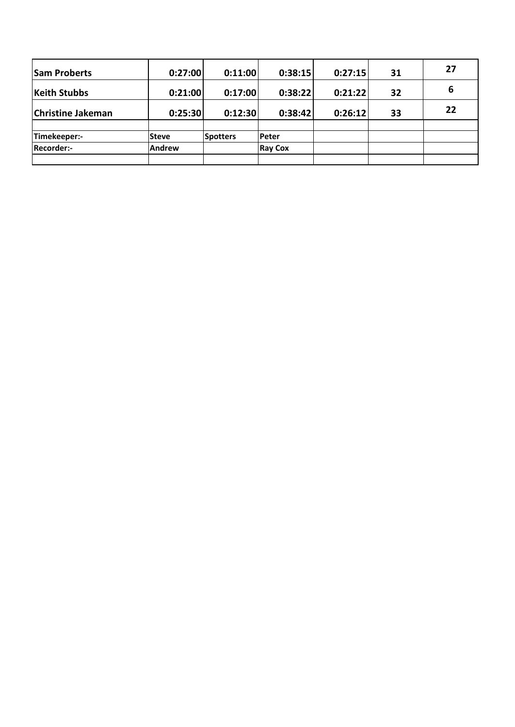| | | | | | | |
|---|---|---|---|---|---|---|
| **Sam Proberts** | **0:27:00** | **0:11:00** | **0:38:15** | **0:27:15** | **31** | **27** |
| **Keith Stubbs** | **0:21:00** | **0:17:00** | **0:38:22** | **0:21:22** | **32** | **6** |
| **Christine Jakeman** | **0:25:30** | **0:12:30** | **0:38:42** | **0:26:12** | **33** | **22** |
| | | | | | | |
| **Timekeeper:-** | **Steve** | **Spotters** | **Peter** | | | |
| **Recorder:-** | **Andrew** | | **Ray Cox** | | | |
| | | | | | | |